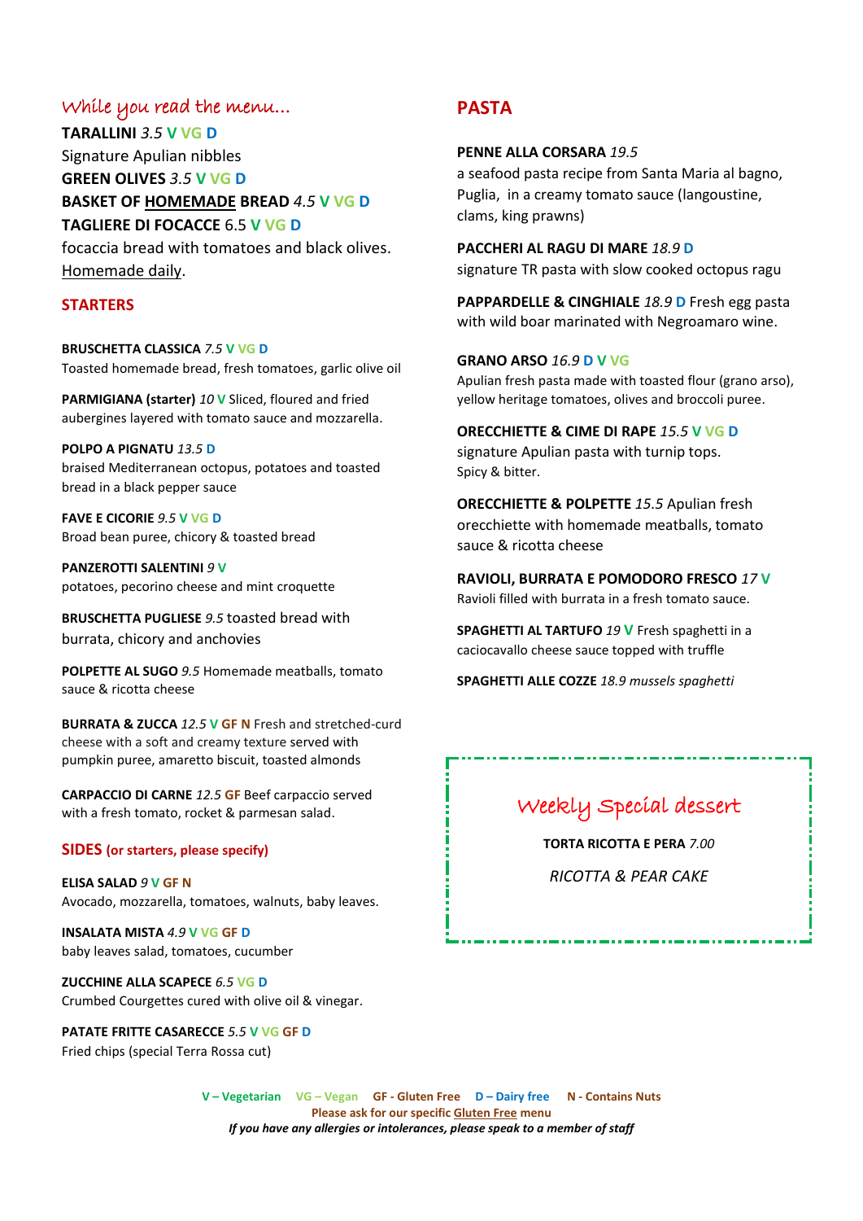## While you read the menu…

**TARALLINI** *3.5* **V VG D**
Signature Apulian nibbles

**GREEN OLIVES** *3.5* **V VG D**

**BASKET OF HOMEMADE BREAD** *4.5* **V VG D**

**TAGLIERE DI FOCACCE** 6.5 **V VG D**
focaccia bread with tomatoes and black olives. Homemade daily.

## STARTERS

**BRUSCHETTA CLASSICA** *7.5* **V VG D**
Toasted homemade bread, fresh tomatoes, garlic olive oil

**PARMIGIANA (starter)** *10* **V** Sliced, floured and fried aubergines layered with tomato sauce and mozzarella.

**POLPO A PIGNATU** *13.5* **D**
braised Mediterranean octopus, potatoes and toasted bread in a black pepper sauce

**FAVE E CICORIE** *9.5* **V VG D**
Broad bean puree, chicory & toasted bread

**PANZEROTTI SALENTINI** *9* **V**
potatoes, pecorino cheese and mint croquette

**BRUSCHETTA PUGLIESE** *9.5* toasted bread with burrata, chicory and anchovies

**POLPETTE AL SUGO** *9.5* Homemade meatballs, tomato sauce & ricotta cheese

**BURRATA & ZUCCA** *12.5* **V GF N** Fresh and stretched-curd cheese with a soft and creamy texture served with pumpkin puree, amaretto biscuit, toasted almonds

**CARPACCIO DI CARNE** *12.5* **GF** Beef carpaccio served with a fresh tomato, rocket & parmesan salad.

## SIDES (or starters, please specify)

**ELISA SALAD** *9* **V GF N**
Avocado, mozzarella, tomatoes, walnuts, baby leaves.

**INSALATA MISTA** *4.9* **V VG GF D**
baby leaves salad, tomatoes, cucumber

**ZUCCHINE ALLA SCAPECE** *6.5* **VG D**
Crumbed Courgettes cured with olive oil & vinegar.

**PATATE FRITTE CASARECCE** *5.5* **V VG GF D**
Fried chips (special Terra Rossa cut)

## PASTA

**PENNE ALLA CORSARA** *19.5*
a seafood pasta recipe from Santa Maria al bagno, Puglia, in a creamy tomato sauce (langoustine, clams, king prawns)

**PACCHERI AL RAGU DI MARE** *18.9* **D**
signature TR pasta with slow cooked octopus ragu

**PAPPARDELLE & CINGHIALE** *18.9* **D** Fresh egg pasta with wild boar marinated with Negroamaro wine.

**GRANO ARSO** *16.9* **D V VG**
Apulian fresh pasta made with toasted flour (grano arso), yellow heritage tomatoes, olives and broccoli puree.

**ORECCHIETTE & CIME DI RAPE** *15.5* **V VG D**
signature Apulian pasta with turnip tops.
Spicy & bitter.

**ORECCHIETTE & POLPETTE** *15.5* Apulian fresh orecchiette with homemade meatballs, tomato sauce & ricotta cheese

**RAVIOLI, BURRATA E POMODORO FRESCO** *17* **V**
Ravioli filled with burrata in a fresh tomato sauce.

**SPAGHETTI AL TARTUFO** *19* **V** Fresh spaghetti in a caciocavallo cheese sauce topped with truffle

**SPAGHETTI ALLE COZZE** *18.9 mussels spaghetti*

## Weekly Special dessert

**TORTA RICOTTA E PERA** *7.00*

*RICOTTA & PEAR CAKE*

**V – Vegetarian VG – Vegan GF - Gluten Free D – Dairy free N - Contains Nuts**
**Please ask for our specific Gluten Free menu**
***If you have any allergies or intolerances, please speak to a member of staff***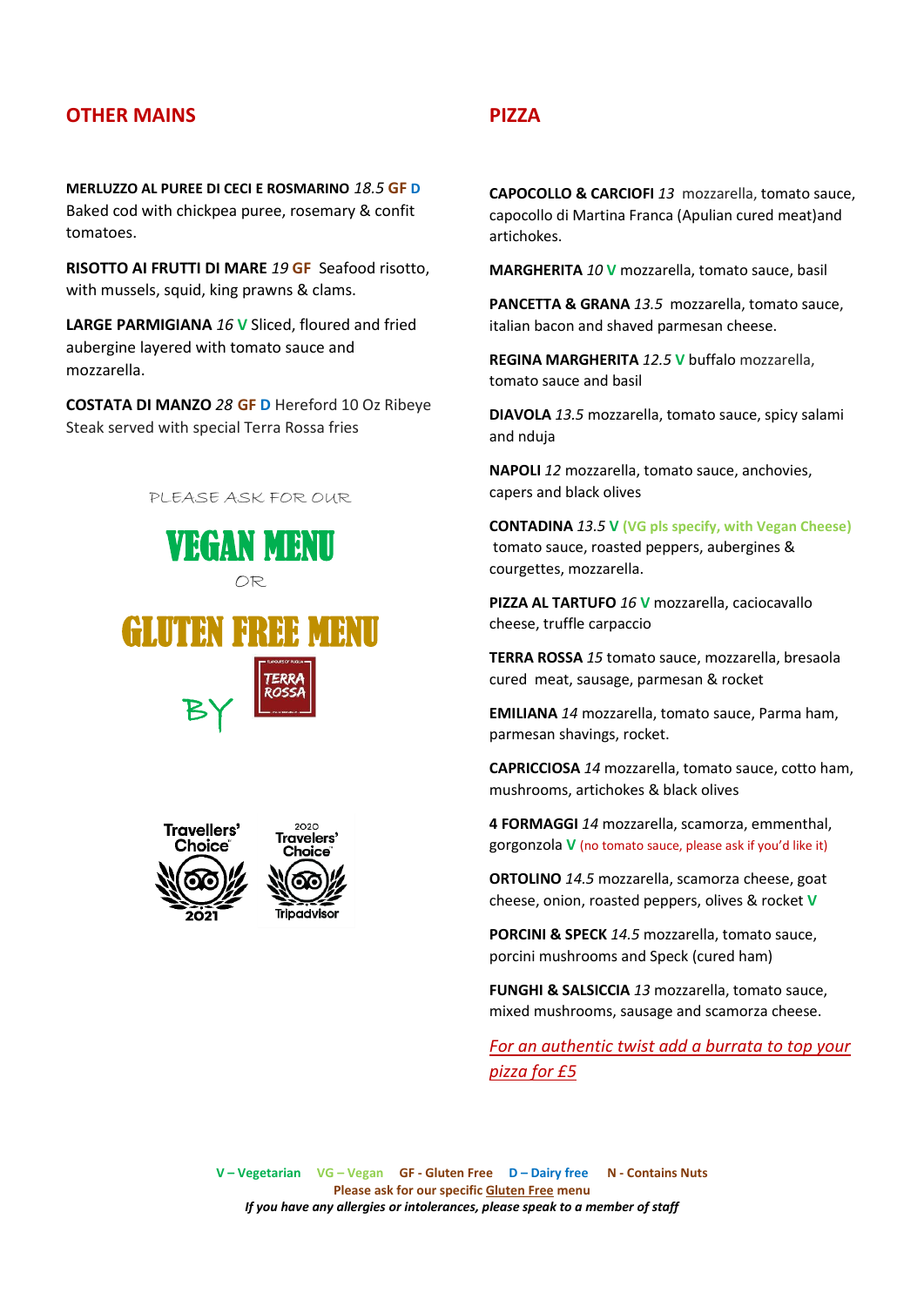## OTHER MAINS

**MERLUZZO AL PUREE DI CECI E ROSMARINO** *18.5* **GF D**
Baked cod with chickpea puree, rosemary & confit tomatoes.

**RISOTTO AI FRUTTI DI MARE** *19* **GF** Seafood risotto, with mussels, squid, king prawns & clams.

**LARGE PARMIGIANA** *16* **V** Sliced, floured and fried aubergine layered with tomato sauce and mozzarella.

**COSTATA DI MANZO** *28* **GF D** Hereford 10 Oz Ribeye Steak served with special Terra Rossa fries

PLEASE ASK FOR OUR

**VEGAN MENU**

OR

**GLUTEN FREE MENU**

BY TERRA ROSSA

Travellers' Choice 2021

2020 Travelers' Choice Tripadvisor

## PIZZA

**CAPOCOLLO & CARCIOFI** *13* mozzarella, tomato sauce, capocollo di Martina Franca (Apulian cured meat)and artichokes.

**MARGHERITA** *10* **V** mozzarella, tomato sauce, basil

**PANCETTA & GRANA** *13.5* mozzarella, tomato sauce, italian bacon and shaved parmesan cheese.

**REGINA MARGHERITA** *12.5* **V** buffalo mozzarella, tomato sauce and basil

**DIAVOLA** *13.5* mozzarella, tomato sauce, spicy salami and nduja

**NAPOLI** *12* mozzarella, tomato sauce, anchovies, capers and black olives

**CONTADINA** *13.5* **V (VG pls specify, with Vegan Cheese)** tomato sauce, roasted peppers, aubergines & courgettes, mozzarella.

**PIZZA AL TARTUFO** *16* **V** mozzarella, caciocavallo cheese, truffle carpaccio

**TERRA ROSSA** *15* tomato sauce, mozzarella, bresaola cured meat, sausage, parmesan & rocket

**EMILIANA** *14* mozzarella, tomato sauce, Parma ham, parmesan shavings, rocket.

**CAPRICCIOSA** *14* mozzarella, tomato sauce, cotto ham, mushrooms, artichokes & black olives

**4 FORMAGGI** *14* mozzarella, scamorza, emmenthal, gorgonzola **V** (no tomato sauce, please ask if you'd like it)

**ORTOLINO** *14.5* mozzarella, scamorza cheese, goat cheese, onion, roasted peppers, olives & rocket **V**

**PORCINI & SPECK** *14.5* mozzarella, tomato sauce, porcini mushrooms and Speck (cured ham)

**FUNGHI & SALSICCIA** *13* mozzarella, tomato sauce, mixed mushrooms, sausage and scamorza cheese.

*For an authentic twist add a burrata to top your pizza for £5*

**V – Vegetarian VG – Vegan GF - Gluten Free D – Dairy free N - Contains Nuts**

**Please ask for our specific Gluten Free menu**

***If you have any allergies or intolerances, please speak to a member of staff***